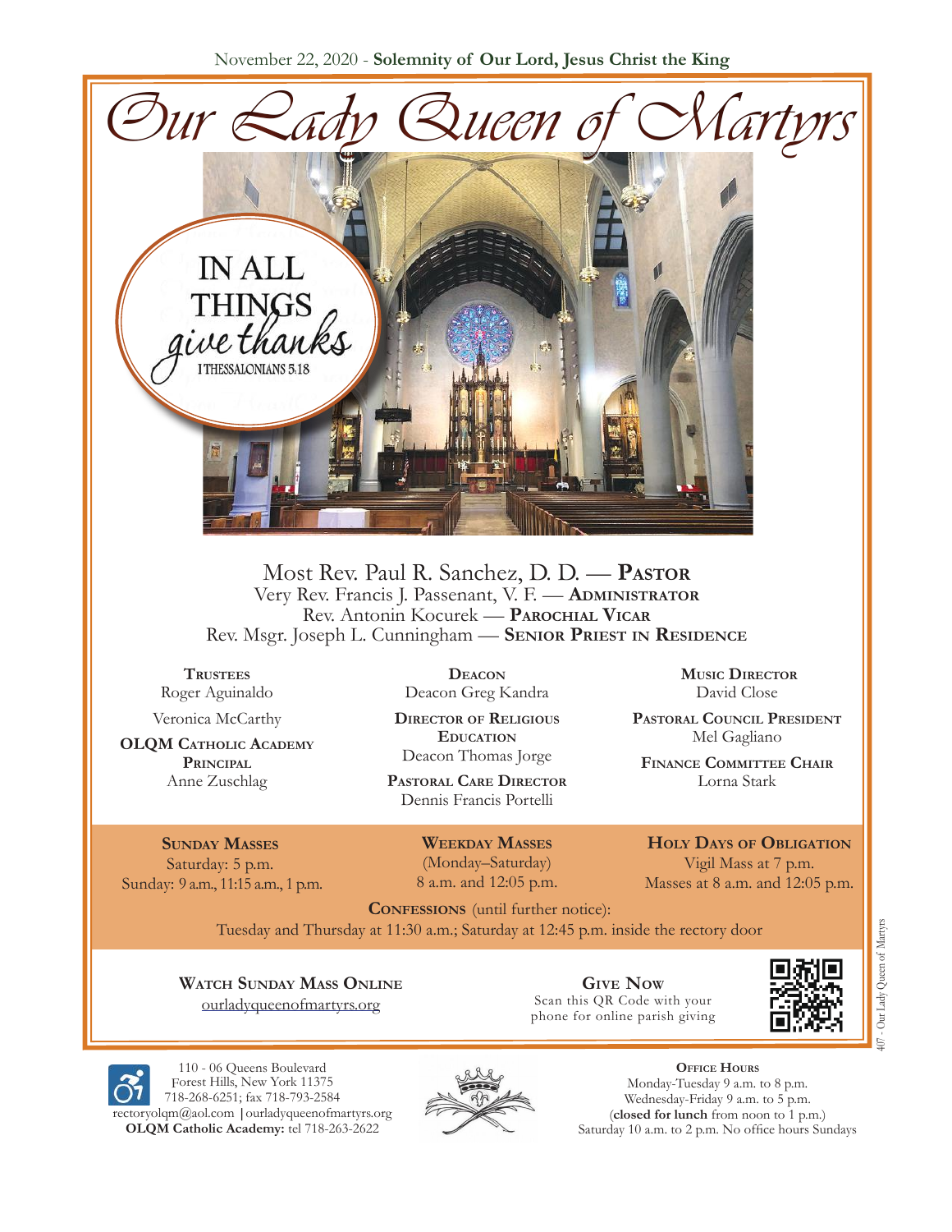November 22, 2020 - **Solemnity of Our Lord, Jesus Christ the King**

# Our Lady Queen of Martyrs

IN ALL THINGS *give thanks*
I THESSALONIANS 5:18

Most Rev. Paul R. Sanchez, D. D. — **Pastor**
Very Rev. Francis J. Passenant, V. F. — **Administrator**
Rev. Antonin Kocurek — **Parochial Vicar**
Rev. Msgr. Joseph L. Cunningham — **Senior Priest in Residence**

**Trustees**
Roger Aguinaldo
Veronica McCarthy

**OLQM Catholic Academy Principal**
Anne Zuschlag

**Deacon**
Deacon Greg Kandra

**Director of Religious Education**
Deacon Thomas Jorge

**Pastoral Care Director**
Dennis Francis Portelli

**Music Director**
David Close

**Pastoral Council President**
Mel Gagliano

**Finance Committee Chair**
Lorna Stark

**Sunday Masses**
Saturday: 5 p.m.
Sunday: 9 a.m., 11:15 a.m., 1 p.m.

**Weekday Masses**
(Monday–Saturday)
8 a.m. and 12:05 p.m.

**Holy Days of Obligation**
Vigil Mass at 7 p.m.
Masses at 8 a.m. and 12:05 p.m.

**Confessions** (until further notice):
Tuesday and Thursday at 11:30 a.m.; Saturday at 12:45 p.m. inside the rectory door

**Watch Sunday Mass Online**
ourladyqueenofmartyrs.org

**Give Now**
Scan this QR Code with your phone for online parish giving

110 - 06 Queens Boulevard
Forest Hills, New York 11375
718-268-6251; fax 718-793-2584
rectoryolqm@aol.com | ourladyqueenofmartyrs.org
**OLQM Catholic Academy:** tel 718-263-2622

**Office Hours**
Monday-Tuesday 9 a.m. to 8 p.m.
Wednesday-Friday 9 a.m. to 5 p.m.
(**closed for lunch** from noon to 1 p.m.)
Saturday 10 a.m. to 2 p.m. No office hours Sundays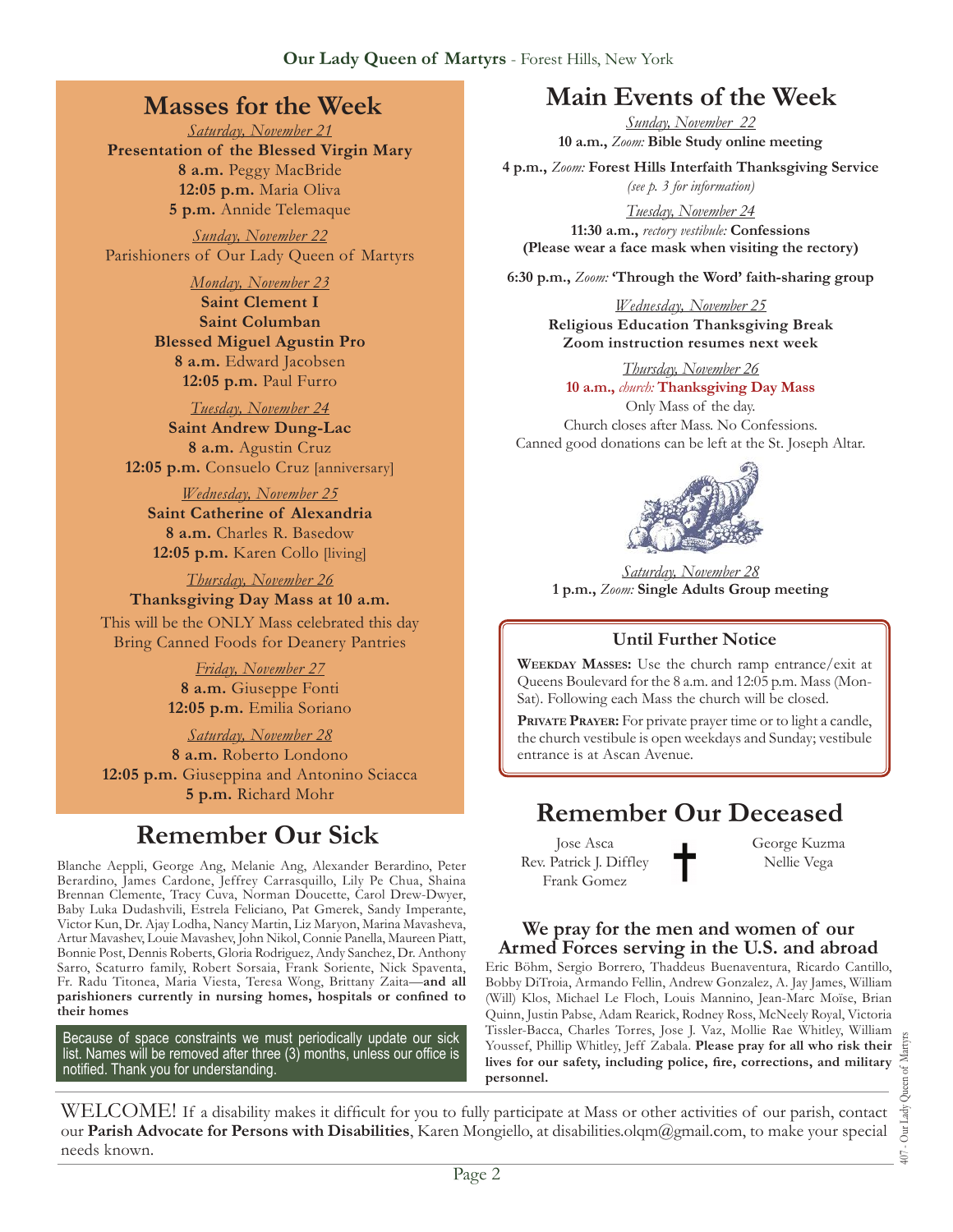## Masses for the Week

*Saturday, November 21*
**Presentation of the Blessed Virgin Mary**
**8 a.m.** Peggy MacBride
**12:05 p.m.** Maria Oliva
**5 p.m.** Annide Telemaque

*Sunday, November 22*
Parishioners of Our Lady Queen of Martyrs

*Monday, November 23*
**Saint Clement I**
**Saint Columban**
**Blessed Miguel Agustin Pro**
**8 a.m.** Edward Jacobsen
**12:05 p.m.** Paul Furro

*Tuesday, November 24*
**Saint Andrew Dung-Lac**
**8 a.m.** Agustin Cruz
**12:05 p.m.** Consuelo Cruz [anniversary]

*Wednesday, November 25*
**Saint Catherine of Alexandria**
**8 a.m.** Charles R. Basedow
**12:05 p.m.** Karen Collo [living]

*Thursday, November 26*
**Thanksgiving Day Mass at 10 a.m.**
This will be the ONLY Mass celebrated this day
Bring Canned Foods for Deanery Pantries

*Friday, November 27*
**8 a.m.** Giuseppe Fonti
**12:05 p.m.** Emilia Soriano

*Saturday, November 28*
**8 a.m.** Roberto Londono
**12:05 p.m.** Giuseppina and Antonino Sciacca
**5 p.m.** Richard Mohr

## Remember Our Sick

Blanche Aeppli, George Ang, Melanie Ang, Alexander Berardino, Peter Berardino, James Cardone, Jeffrey Carrasquillo, Lily Pe Chua, Shaina Brennan Clemente, Tracy Cuva, Norman Doucette, Carol Drew-Dwyer, Baby Luka Dudashvili, Estrela Feliciano, Pat Gmerek, Sandy Imperante, Victor Kun, Dr. Ajay Lodha, Nancy Martin, Liz Maryon, Marina Mavasheva, Artur Mavashev, Louie Mavashev, John Nikol, Connie Panella, Maureen Piatt, Bonnie Post, Dennis Roberts, Gloria Rodriguez, Andy Sanchez, Dr. Anthony Sarro, Scaturro family, Robert Sorsaia, Frank Soriente, Nick Spaventa, Fr. Radu Titonea, Maria Viesta, Teresa Wong, Brittany Zaita—**and all parishioners currently in nursing homes, hospitals or confined to their homes**

Because of space constraints we must periodically update our sick list. Names will be removed after three (3) months, unless our office is notified. Thank you for understanding.

## Main Events of the Week

*Sunday, November 22*
**10 a.m.,** *Zoom:* **Bible Study online meeting**

**4 p.m.,** *Zoom:* **Forest Hills Interfaith Thanksgiving Service**
*(see p. 3 for information)*

*Tuesday, November 24*
**11:30 a.m.,** *rectory vestibule:* **Confessions**
**(Please wear a face mask when visiting the rectory)**

**6:30 p.m.,** *Zoom:* **'Through the Word' faith-sharing group**

*Wednesday, November 25*
**Religious Education Thanksgiving Break**
**Zoom instruction resumes next week**

*Thursday, November 26*
**10 a.m.,** *church:* **Thanksgiving Day Mass**
Only Mass of the day.
Church closes after Mass. No Confessions.
Canned good donations can be left at the St. Joseph Altar.

*Saturday, November 28*
**1 p.m.,** *Zoom:* **Single Adults Group meeting**

### Until Further Notice

**Weekday Masses:** Use the church ramp entrance/exit at Queens Boulevard for the 8 a.m. and 12:05 p.m. Mass (Mon-Sat). Following each Mass the church will be closed.

**Private Prayer:** For private prayer time or to light a candle, the church vestibule is open weekdays and Sunday; vestibule entrance is at Ascan Avenue.

## Remember Our Deceased

Jose Asca
Rev. Patrick J. Diffley
Frank Gomez
George Kuzma
Nellie Vega

### We pray for the men and women of our Armed Forces serving in the U.S. and abroad

Eric Böhm, Sergio Borrero, Thaddeus Buenaventura, Ricardo Cantillo, Bobby DiTroia, Armando Fellin, Andrew Gonzalez, A. Jay James, William (Will) Klos, Michael Le Floch, Louis Mannino, Jean-Marc Moïse, Brian Quinn, Justin Pabse, Adam Rearick, Rodney Ross, McNeely Royal, Victoria Tissler-Bacca, Charles Torres, Jose J. Vaz, Mollie Rae Whitley, William Youssef, Phillip Whitley, Jeff Zabala. **Please pray for all who risk their lives for our safety, including police, fire, corrections, and military personnel.**

WELCOME! If a disability makes it difficult for you to fully participate at Mass or other activities of our parish, contact our **Parish Advocate for Persons with Disabilities**, Karen Mongiello, at disabilities.olqm@gmail.com, to make your special needs known.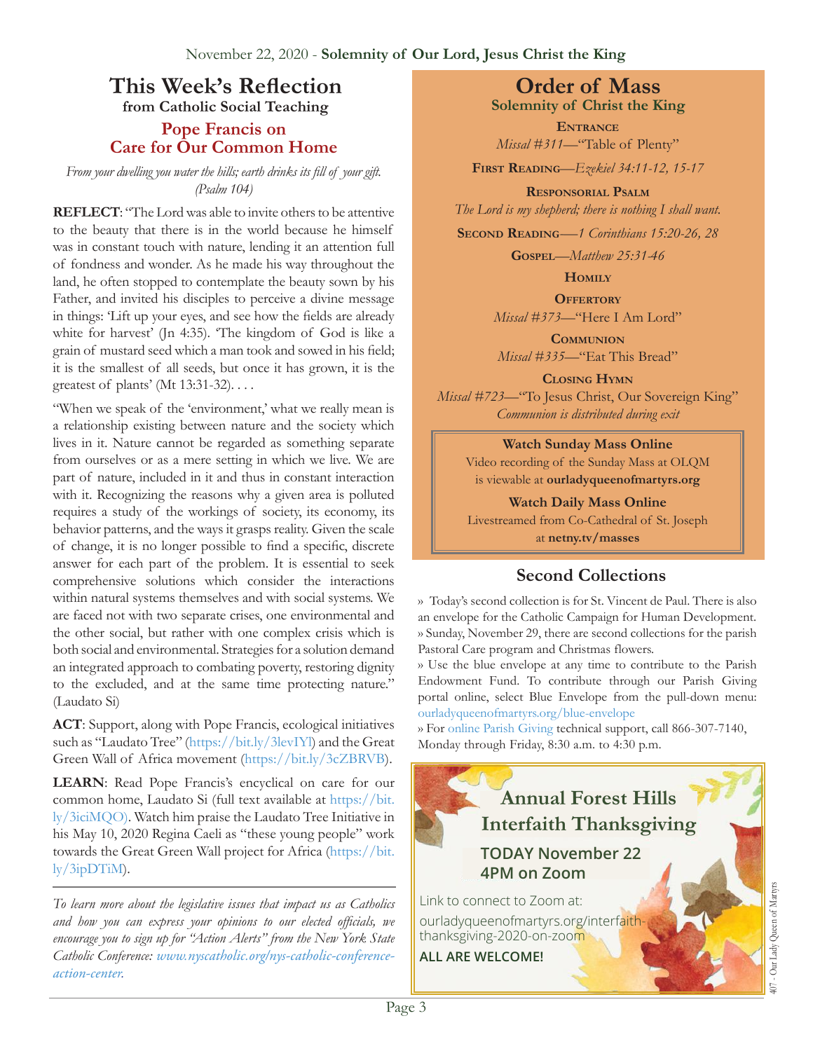November 22, 2020 - **Solemnity of Our Lord, Jesus Christ the King**

## This Week's Reflection
**from Catholic Social Teaching**

### Pope Francis on Care for Our Common Home

*From your dwelling you water the hills; earth drinks its fill of your gift. (Psalm 104)*

**REFLECT**: "The Lord was able to invite others to be attentive to the beauty that there is in the world because he himself was in constant touch with nature, lending it an attention full of fondness and wonder. As he made his way throughout the land, he often stopped to contemplate the beauty sown by his Father, and invited his disciples to perceive a divine message in things: 'Lift up your eyes, and see how the fields are already white for harvest' (Jn 4:35). 'The kingdom of God is like a grain of mustard seed which a man took and sowed in his field; it is the smallest of all seeds, but once it has grown, it is the greatest of plants' (Mt 13:31-32). . . .

"When we speak of the 'environment,' what we really mean is a relationship existing between nature and the society which lives in it. Nature cannot be regarded as something separate from ourselves or as a mere setting in which we live. We are part of nature, included in it and thus in constant interaction with it. Recognizing the reasons why a given area is polluted requires a study of the workings of society, its economy, its behavior patterns, and the ways it grasps reality. Given the scale of change, it is no longer possible to find a specific, discrete answer for each part of the problem. It is essential to seek comprehensive solutions which consider the interactions within natural systems themselves and with social systems. We are faced not with two separate crises, one environmental and the other social, but rather with one complex crisis which is both social and environmental. Strategies for a solution demand an integrated approach to combating poverty, restoring dignity to the excluded, and at the same time protecting nature." (Laudato Si)

**ACT**: Support, along with Pope Francis, ecological initiatives such as "Laudato Tree" (https://bit.ly/3levIYl) and the Great Green Wall of Africa movement (https://bit.ly/3cZBRVB).

**LEARN**: Read Pope Francis's encyclical on care for our common home, Laudato Si (full text available at https://bit.ly/3iciMQO). Watch him praise the Laudato Tree Initiative in his May 10, 2020 Regina Caeli as "these young people" work towards the Great Green Wall project for Africa (https://bit.ly/3ipDTiM).

---

*To learn more about the legislative issues that impact us as Catholics and how you can express your opinions to our elected officials, we encourage you to sign up for "Action Alerts" from the New York State Catholic Conference: www.nyscatholic.org/nys-catholic-conference-action-center.*

## Order of Mass
**Solemnity of Christ the King**

**Entrance**
*Missal #311*—"Table of Plenty"

**First Reading**—*Ezekiel 34:11-12, 15-17*

**Responsorial Psalm**
*The Lord is my shepherd; there is nothing I shall want.*

**Second Reading**—*1 Corinthians 15:20-26, 28*

**Gospel**—*Matthew 25:31-46*

**Homily**

**Offertory**
*Missal #373*—"Here I Am Lord"

**Communion**
*Missal #335*—"Eat This Bread"

**Closing Hymn**
*Missal #723*—"To Jesus Christ, Our Sovereign King"
*Communion is distributed during exit*

**Watch Sunday Mass Online**
Video recording of the Sunday Mass at OLQM is viewable at **ourladyqueenofmartyrs.org**

**Watch Daily Mass Online**
Livestreamed from Co-Cathedral of St. Joseph at **netny.tv/masses**

## Second Collections

» Today's second collection is for St. Vincent de Paul. There is also an envelope for the Catholic Campaign for Human Development.
» Sunday, November 29, there are second collections for the parish Pastoral Care program and Christmas flowers.
» Use the blue envelope at any time to contribute to the Parish Endowment Fund. To contribute through our Parish Giving portal online, select Blue Envelope from the pull-down menu: ourladyqueenofmartyrs.org/blue-envelope
» For online Parish Giving technical support, call 866-307-7140, Monday through Friday, 8:30 a.m. to 4:30 p.m.

## Annual Forest Hills Interfaith Thanksgiving

**TODAY November 22**
**4PM on Zoom**

Link to connect to Zoom at:
ourladyqueenofmartyrs.org/interfaith-thanksgiving-2020-on-zoom

**ALL ARE WELCOME!**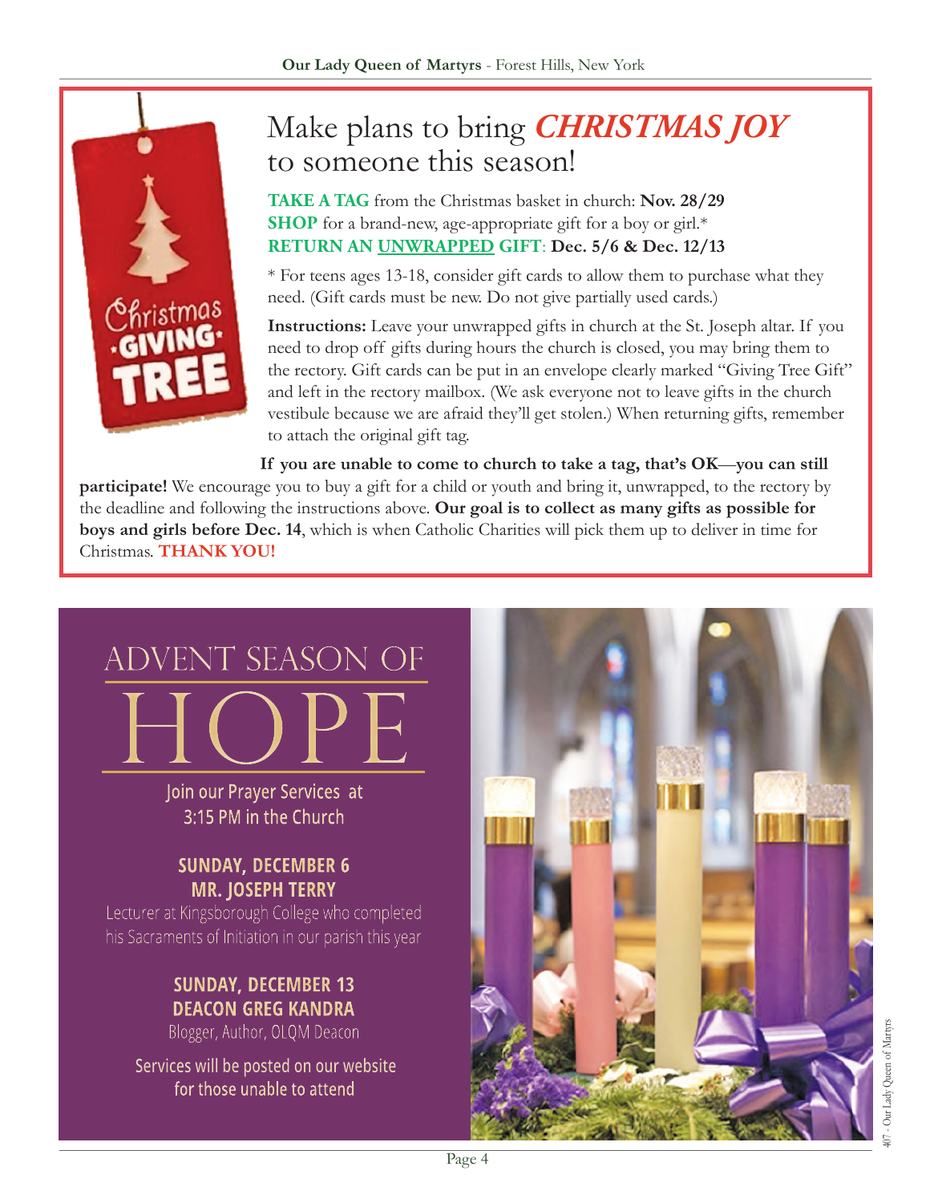# Make plans to bring ***CHRISTMAS JOY*** to someone this season!

Christmas GIVING TREE

**TAKE A TAG** from the Christmas basket in church: **Nov. 28/29**
**SHOP** for a brand-new, age-appropriate gift for a boy or girl.*
**RETURN AN UNWRAPPED GIFT**: **Dec. 5/6 & Dec. 12/13**

* For teens ages 13-18, consider gift cards to allow them to purchase what they need. (Gift cards must be new. Do not give partially used cards.)

**Instructions:** Leave your unwrapped gifts in church at the St. Joseph altar. If you need to drop off gifts during hours the church is closed, you may bring them to the rectory. Gift cards can be put in an envelope clearly marked "Giving Tree Gift" and left in the rectory mailbox. (We ask everyone not to leave gifts in the church vestibule because we are afraid they'll get stolen.) When returning gifts, remember to attach the original gift tag.

**If you are unable to come to church to take a tag, that's OK—you can still participate!** We encourage you to buy a gift for a child or youth and bring it, unwrapped, to the rectory by the deadline and following the instructions above. **Our goal is to collect as many gifts as possible for boys and girls before Dec. 14**, which is when Catholic Charities will pick them up to deliver in time for Christmas. **THANK YOU!**

# ADVENT SEASON OF HOPE

Join our Prayer Services at 3:15 PM in the Church

**SUNDAY, DECEMBER 6**
**MR. JOSEPH TERRY**
Lecturer at Kingsborough College who completed his Sacraments of Initiation in our parish this year

**SUNDAY, DECEMBER 13**
**DEACON GREG KANDRA**
Blogger, Author, OLQM Deacon

Services will be posted on our website for those unable to attend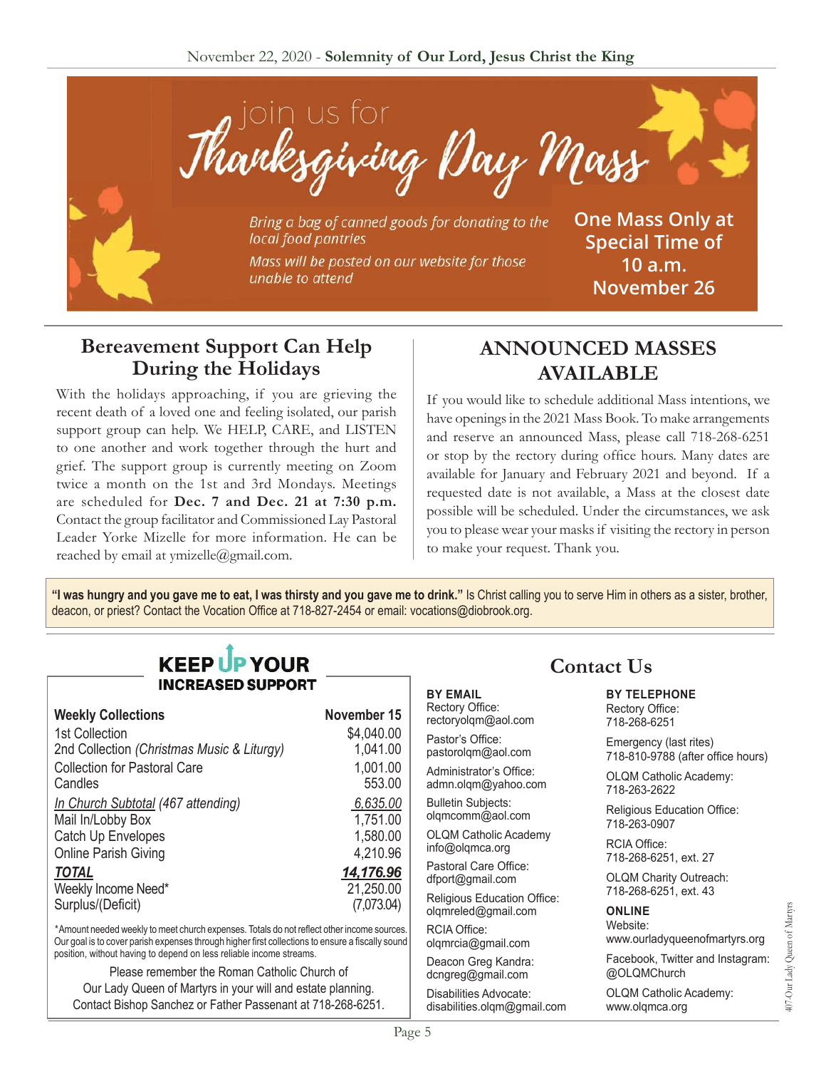November 22, 2020 - **Solemnity of Our Lord, Jesus Christ the King**

# join us for Thanksgiving Day Mass

*Bring a bag of canned goods for donating to the local food pantries*

*Mass will be posted on our website for those unable to attend*

**One Mass Only at Special Time of 10 a.m. November 26**

## Bereavement Support Can Help During the Holidays

With the holidays approaching, if you are grieving the recent death of a loved one and feeling isolated, our parish support group can help. We HELP, CARE, and LISTEN to one another and work together through the hurt and grief. The support group is currently meeting on Zoom twice a month on the 1st and 3rd Mondays. Meetings are scheduled for **Dec. 7 and Dec. 21 at 7:30 p.m.** Contact the group facilitator and Commissioned Lay Pastoral Leader Yorke Mizelle for more information. He can be reached by email at ymizelle@gmail.com.

## ANNOUNCED MASSES AVAILABLE

If you would like to schedule additional Mass intentions, we have openings in the 2021 Mass Book. To make arrangements and reserve an announced Mass, please call 718-268-6251 or stop by the rectory during office hours. Many dates are available for January and February 2021 and beyond. If a requested date is not available, a Mass at the closest date possible will be scheduled. Under the circumstances, we ask you to please wear your masks if visiting the rectory in person to make your request. Thank you.

**"I was hungry and you gave me to eat, I was thirsty and you gave me to drink."** Is Christ calling you to serve Him in others as a sister, brother, deacon, or priest? Contact the Vocation Office at 718-827-2454 or email: vocations@diobrook.org.

## KEEP UP YOUR INCREASED SUPPORT

| **Weekly Collections** | **November 15** |
|---|---|
| 1st Collection | $4,040.00 |
| 2nd Collection *(Christmas Music & Liturgy)* | 1,041.00 |
| Collection for Pastoral Care | 1,001.00 |
| Candles | 553.00 |
| *In Church Subtotal (467 attending)* | *6,635.00* |
| Mail In/Lobby Box | 1,751.00 |
| Catch Up Envelopes | 1,580.00 |
| Online Parish Giving | 4,210.96 |
| ***TOTAL*** | ***14,176.96*** |
| Weekly Income Need* | 21,250.00 |
| Surplus/(Deficit) | (7,073.04) |

*Amount needed weekly to meet church expenses. Totals do not reflect other income sources. Our goal is to cover parish expenses through higher first collections to ensure a fiscally sound position, without having to depend on less reliable income streams.

Please remember the Roman Catholic Church of Our Lady Queen of Martyrs in your will and estate planning. Contact Bishop Sanchez or Father Passenant at 718-268-6251.

## Contact Us

**BY EMAIL**

Rectory Office: rectoryolqm@aol.com

Pastor's Office: pastorolqm@aol.com

Administrator's Office: admn.olqm@yahoo.com

Bulletin Subjects: olqmcomm@aol.com

OLQM Catholic Academy info@olqmca.org

Pastoral Care Office: dfport@gmail.com

Religious Education Office: olqmreled@gmail.com

RCIA Office: olqmrcia@gmail.com

Deacon Greg Kandra: dcngreg@gmail.com

Disabilities Advocate: disabilities.olqm@gmail.com

**BY TELEPHONE**

Rectory Office: 718-268-6251

Emergency (last rites) 718-810-9788 (after office hours)

OLQM Catholic Academy: 718-263-2622

Religious Education Office: 718-263-0907

RCIA Office: 718-268-6251, ext. 27

OLQM Charity Outreach: 718-268-6251, ext. 43

**ONLINE**

Website: www.ourladyqueenofmartyrs.org

Facebook, Twitter and Instagram: @OLQMChurch

OLQM Catholic Academy: www.olqmca.org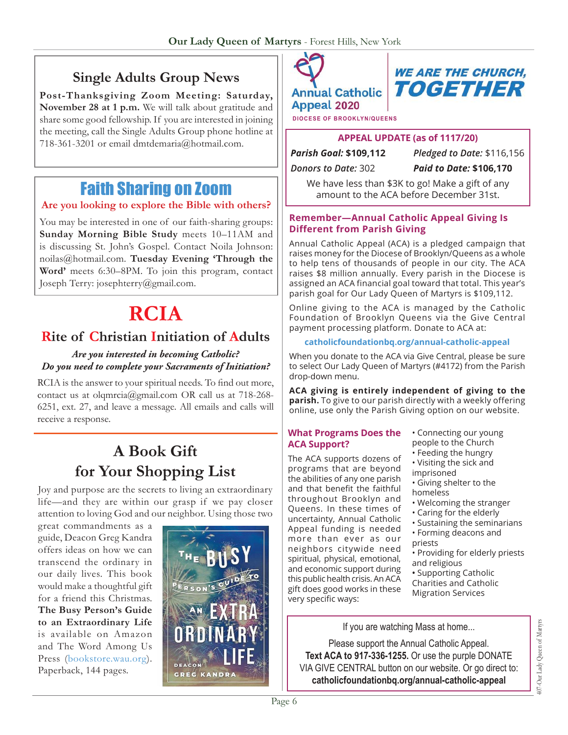## Single Adults Group News

**Post-Thanksgiving Zoom Meeting: Saturday, November 28 at 1 p.m.** We will talk about gratitude and share some good fellowship. If you are interested in joining the meeting, call the Single Adults Group phone hotline at 718-361-3201 or email dmtdemaria@hotmail.com.

## Faith Sharing on Zoom

**Are you looking to explore the Bible with others?**

You may be interested in one of our faith-sharing groups: **Sunday Morning Bible Study** meets 10–11AM and is discussing St. John's Gospel. Contact Noila Johnson: noilas@hotmail.com. **Tuesday Evening 'Through the Word'** meets 6:30–8PM. To join this program, contact Joseph Terry: josephterry@gmail.com.

# RCIA

## Rite of Christian Initiation of Adults

*Are you interested in becoming Catholic?*
*Do you need to complete your Sacraments of Initiation?*

RCIA is the answer to your spiritual needs. To find out more, contact us at olqmrcia@gmail.com OR call us at 718-268-6251, ext. 27, and leave a message. All emails and calls will receive a response.

## A Book Gift for Your Shopping List

Joy and purpose are the secrets to living an extraordinary life—and they are within our grasp if we pay closer attention to loving God and our neighbor. Using those two great commandments as a guide, Deacon Greg Kandra offers ideas on how we can transcend the ordinary in our daily lives. This book would make a thoughtful gift for a friend this Christmas. **The Busy Person's Guide to an Extraordinary Life** is available on Amazon and The Word Among Us Press (bookstore.wau.org). Paperback, 144 pages.

THE BUSY PERSON'S GUIDE TO AN EXTRAORDINARY LIFE
DEACON GREG KANDRA

Annual Catholic Appeal 2020
DIOCESE OF BROOKLYN/QUEENS

**WE ARE THE CHURCH, TOGETHER**

**APPEAL UPDATE (as of 1117/20)**

| | |
|---|---|
| ***Parish Goal:*** **$109,112** | *Pledged to Date:* $116,156 |
| *Donors to Date:* 302 | ***Paid to Date:*** **$106,170** |

We have less than $3K to go! Make a gift of any amount to the ACA before December 31st.

### Remember—Annual Catholic Appeal Giving Is Different from Parish Giving

Annual Catholic Appeal (ACA) is a pledged campaign that raises money for the Diocese of Brooklyn/Queens as a whole to help tens of thousands of people in our city. The ACA raises $8 million annually. Every parish in the Diocese is assigned an ACA financial goal toward that total. This year's parish goal for Our Lady Queen of Martyrs is $109,112.

Online giving to the ACA is managed by the Catholic Foundation of Brooklyn Queens via the Give Central payment processing platform. Donate to ACA at:

**catholicfoundationbq.org/annual-catholic-appeal**

When you donate to the ACA via Give Central, please be sure to select Our Lady Queen of Martyrs (#4172) from the Parish drop-down menu.

**ACA giving is entirely independent of giving to the parish.** To give to our parish directly with a weekly offering online, use only the Parish Giving option on our website.

### What Programs Does the ACA Support?

The ACA supports dozens of programs that are beyond the abilities of any one parish and that benefit the faithful throughout Brooklyn and Queens. In these times of uncertainty, Annual Catholic Appeal funding is needed more than ever as our neighbors citywide need spiritual, physical, emotional, and economic support during this public health crisis. An ACA gift does good works in these very specific ways:

- Connecting our young people to the Church
- Feeding the hungry
- Visiting the sick and imprisoned
- Giving shelter to the homeless
- Welcoming the stranger
- Caring for the elderly
- Sustaining the seminarians
- Forming deacons and priests
- Providing for elderly priests and religious
- Supporting Catholic Charities and Catholic Migration Services

If you are watching Mass at home...

Please support the Annual Catholic Appeal.
**Text ACA to 917-336-1255.** Or use the purple DONATE VIA GIVE CENTRAL button on our website. Or go direct to:
**catholicfoundationbq.org/annual-catholic-appeal**